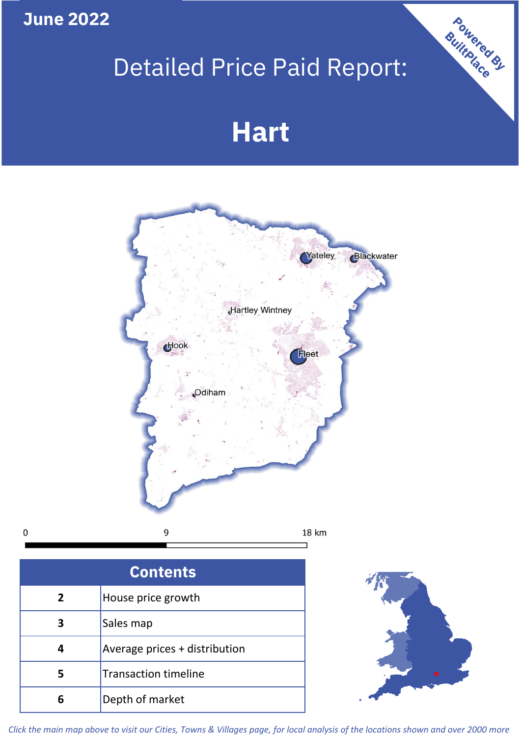June 2022

# Detailed Price Paid Report:

# Hart

Powered By BuiltPlace

Yateley
Blackwater
Hartley Wintney
Hook
Fleet
Odiham

0 9 18 km

| Contents | |
|---|---|
| 2 | House price growth |
| 3 | Sales map |
| 4 | Average prices + distribution |
| 5 | Transaction timeline |
| 6 | Depth of market |

*Click the main map above to visit our Cities, Towns & Villages page, for local analysis of the locations shown and over 2000 more*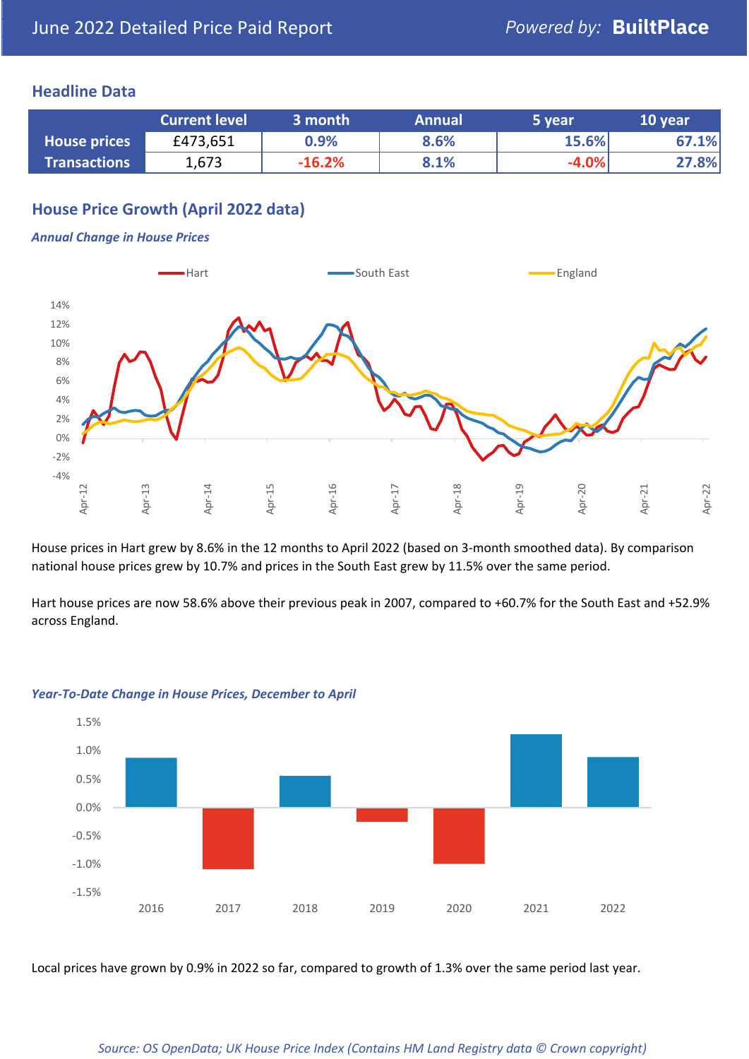June 2022 Detailed Price Paid Report

*Powered by:* **BuiltPlace**

## Headline Data

| | Current level | 3 month | Annual | 5 year | 10 year |
|---|---|---|---|---|---|
| **House prices** | £473,651 | 0.9% | 8.6% | 15.6% | 67.1% |
| **Transactions** | 1,673 | -16.2% | 8.1% | -4.0% | 27.8% |

## House Price Growth (April 2022 data)

### *Annual Change in House Prices*

House prices in Hart grew by 8.6% in the 12 months to April 2022 (based on 3-month smoothed data). By comparison national house prices grew by 10.7% and prices in the South East grew by 11.5% over the same period.

Hart house prices are now 58.6% above their previous peak in 2007, compared to +60.7% for the South East and +52.9% across England.

### *Year-To-Date Change in House Prices, December to April*

Local prices have grown by 0.9% in 2022 so far, compared to growth of 1.3% over the same period last year.

*Source: OS OpenData; UK House Price Index (Contains HM Land Registry data © Crown copyright)*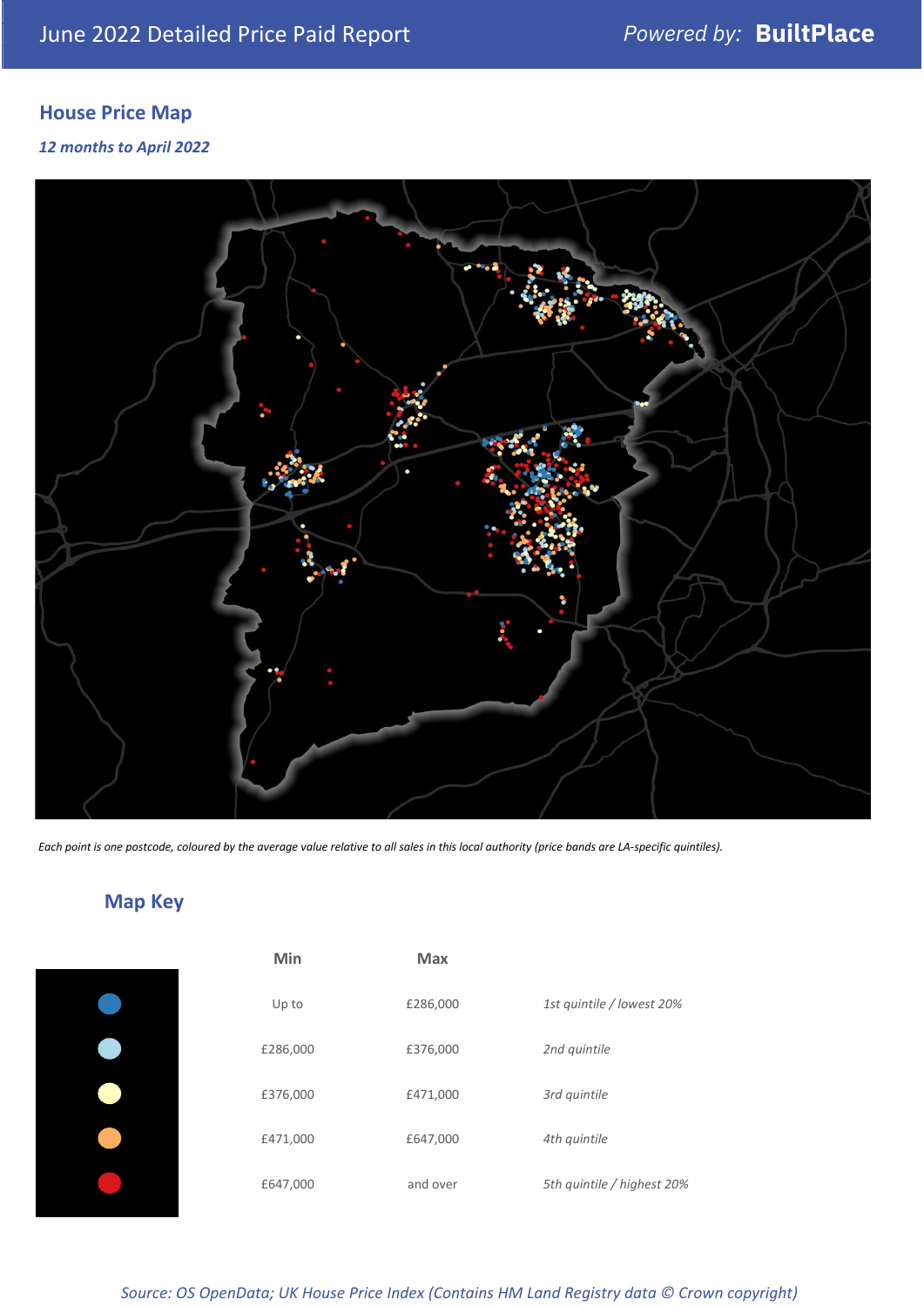June 2022 Detailed Price Paid Report

Powered by: **BuiltPlace**

## House Price Map

*12 months to April 2022*

*Each point is one postcode, coloured by the average value relative to all sales in this local authority (price bands are LA-specific quintiles).*

## Map Key

| | Min | Max | |
|---|---|---|---|
| | Up to | £286,000 | *1st quintile / lowest 20%* |
| | £286,000 | £376,000 | *2nd quintile* |
| | £376,000 | £471,000 | *3rd quintile* |
| | £471,000 | £647,000 | *4th quintile* |
| | £647,000 | and over | *5th quintile / highest 20%* |

*Source: OS OpenData; UK House Price Index (Contains HM Land Registry data © Crown copyright)*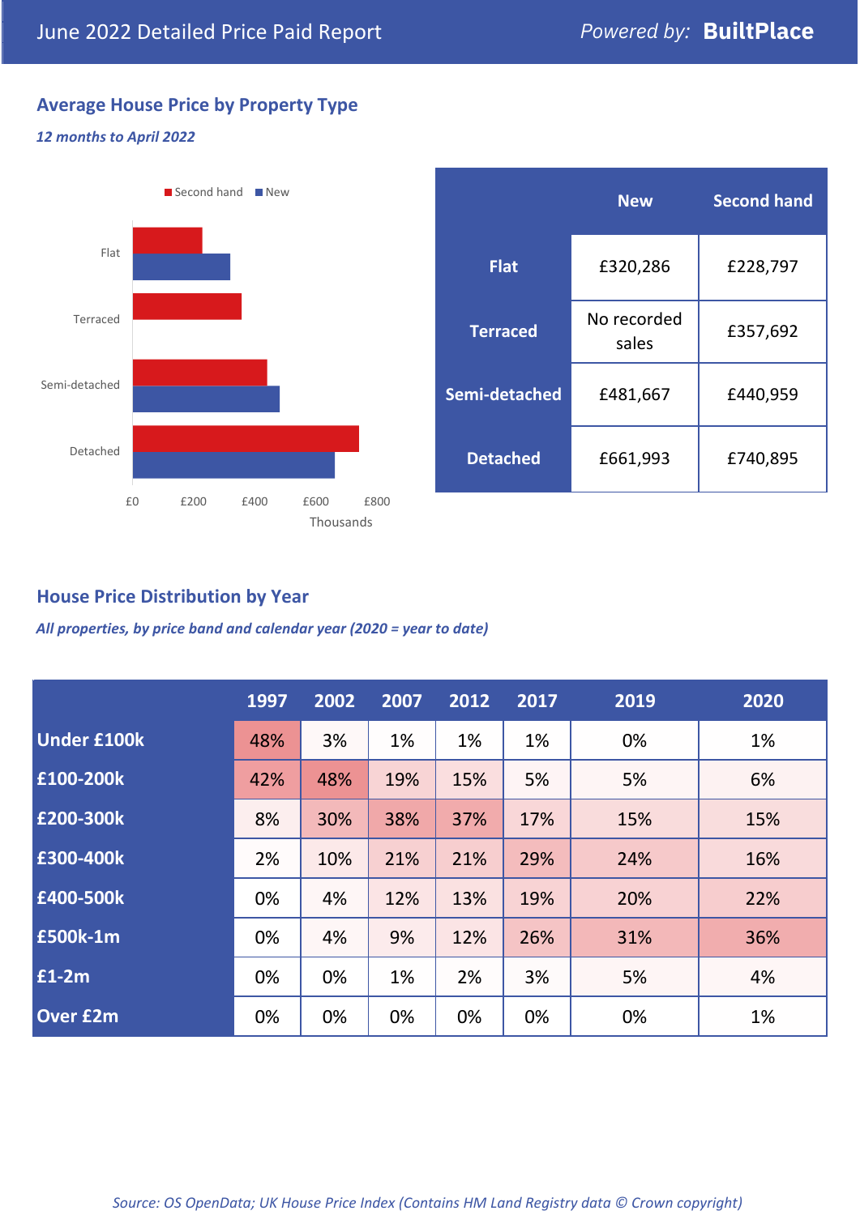June 2022 Detailed Price Paid Report — Powered by: **BuiltPlace**

## Average House Price by Property Type

*12 months to April 2022*

| | New | Second hand |
|---|---|---|
| **Flat** | £320,286 | £228,797 |
| **Terraced** | No recorded sales | £357,692 |
| **Semi-detached** | £481,667 | £440,959 |
| **Detached** | £661,993 | £740,895 |

## House Price Distribution by Year

*All properties, by price band and calendar year (2020 = year to date)*

| | 1997 | 2002 | 2007 | 2012 | 2017 | 2019 | 2020 |
|---|---|---|---|---|---|---|---|
| **Under £100k** | 48% | 3% | 1% | 1% | 1% | 0% | 1% |
| **£100-200k** | 42% | 48% | 19% | 15% | 5% | 5% | 6% |
| **£200-300k** | 8% | 30% | 38% | 37% | 17% | 15% | 15% |
| **£300-400k** | 2% | 10% | 21% | 21% | 29% | 24% | 16% |
| **£400-500k** | 0% | 4% | 12% | 13% | 19% | 20% | 22% |
| **£500k-1m** | 0% | 4% | 9% | 12% | 26% | 31% | 36% |
| **£1-2m** | 0% | 0% | 1% | 2% | 3% | 5% | 4% |
| **Over £2m** | 0% | 0% | 0% | 0% | 0% | 0% | 1% |

*Source: OS OpenData; UK House Price Index (Contains HM Land Registry data © Crown copyright)*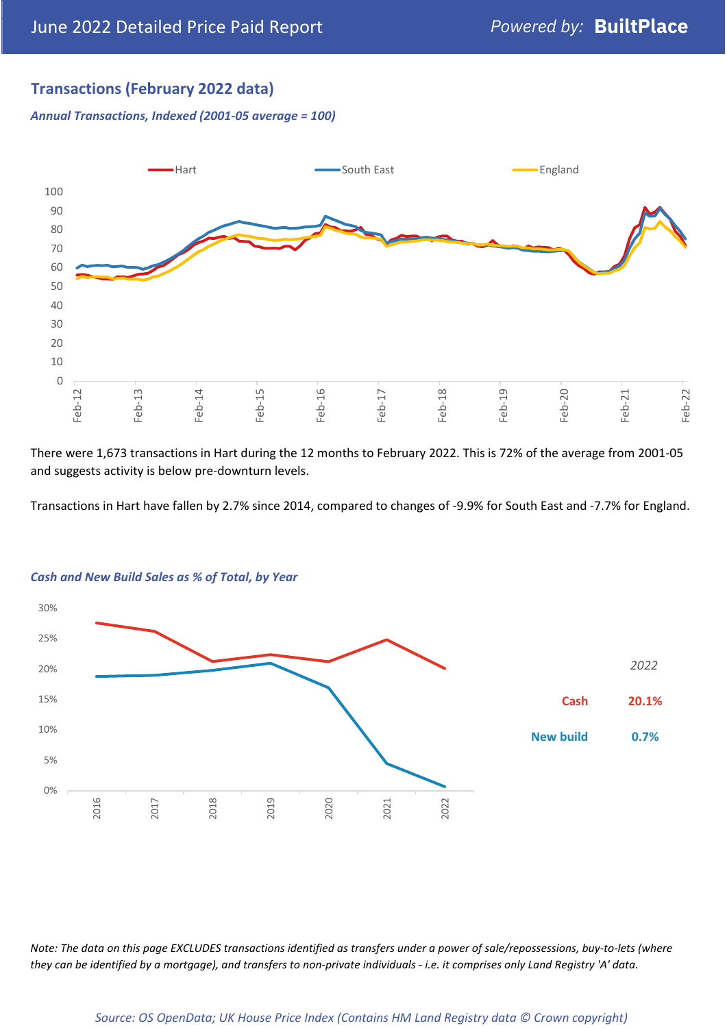## Transactions (February 2022 data)

*Annual Transactions, Indexed (2001-05 average = 100)*

There were 1,673 transactions in Hart during the 12 months to February 2022. This is 72% of the average from 2001-05 and suggests activity is below pre-downturn levels.

Transactions in Hart have fallen by 2.7% since 2014, compared to changes of -9.9% for South East and -7.7% for England.

*Cash and New Build Sales as % of Total, by Year*

| 2022 | |
|---|---|
| Cash | 20.1% |
| New build | 0.7% |

*Note: The data on this page EXCLUDES transactions identified as transfers under a power of sale/repossessions, buy-to-lets (where they can be identified by a mortgage), and transfers to non-private individuals - i.e. it comprises only Land Registry 'A' data.*

*Source: OS OpenData; UK House Price Index (Contains HM Land Registry data © Crown copyright)*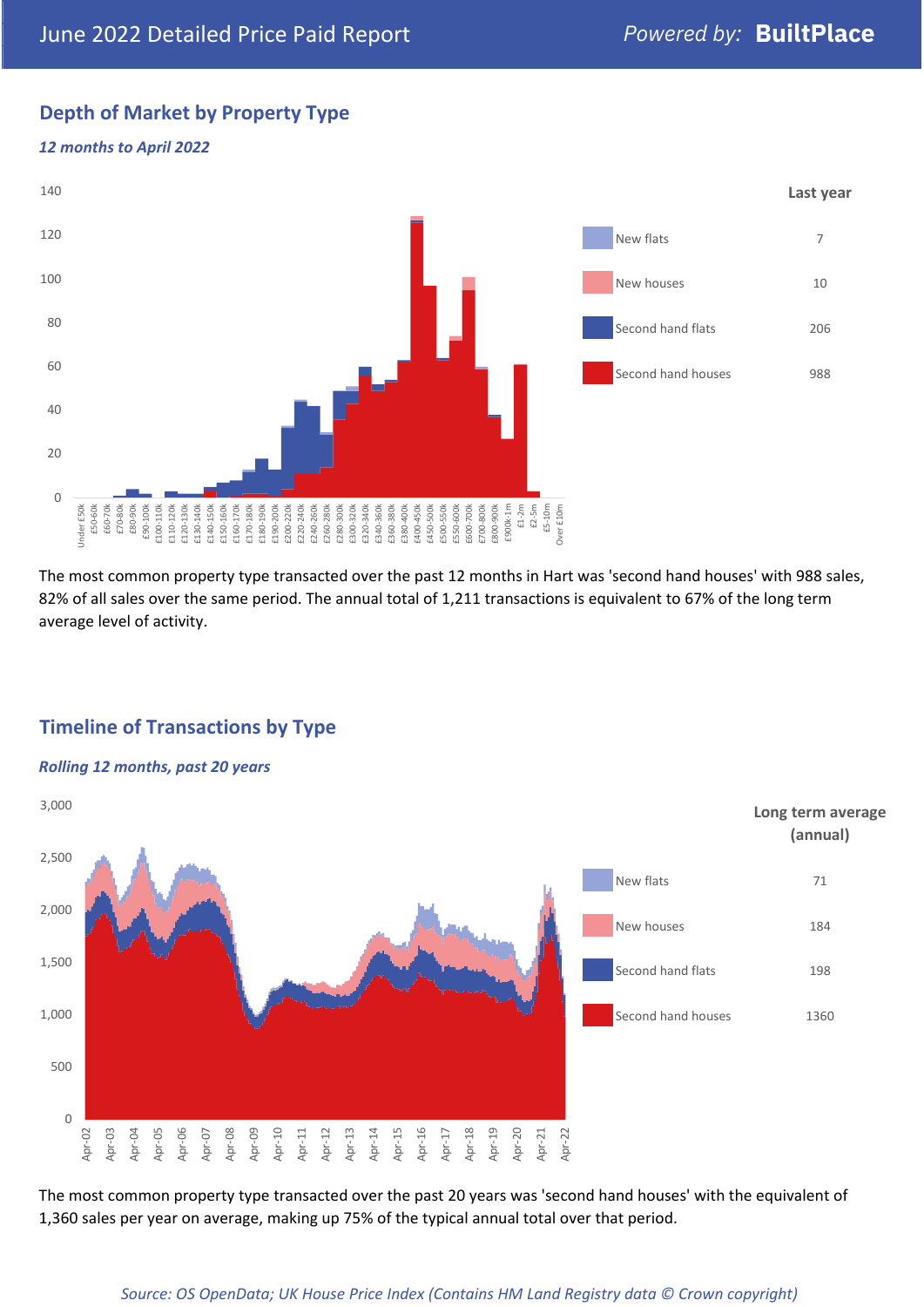June 2022 Detailed Price Paid Report

*Powered by:* **BuiltPlace**

## Depth of Market by Property Type

*12 months to April 2022*

140
120
100
80
60
40
20
0

Under £50k, £50-60k, £60-70k, £70-80k, £80-90k, £90-100k, £100-110k, £110-120k, £120-130k, £130-140k, £140-150k, £150-160k, £160-170k, £170-180k, £180-190k, £190-200k, £200-220k, £220-240k, £240-260k, £260-280k, £280-300k, £300-320k, £320-340k, £340-360k, £360-380k, £380-400k, £400-450k, £450-500k, £500-550k, £550-600k, £600-700k, £700-800k, £800-900k, £900k-1m, £1-2m, £2-5m, £5-10m, Over £10m

Last year

New flats 7

New houses 10

Second hand flats 206

Second hand houses 988

The most common property type transacted over the past 12 months in Hart was 'second hand houses' with 988 sales, 82% of all sales over the same period. The annual total of 1,211 transactions is equivalent to 67% of the long term average level of activity.

## Timeline of Transactions by Type

*Rolling 12 months, past 20 years*

3,000
2,500
2,000
1,500
1,000
500
0

Apr-02, Apr-03, Apr-04, Apr-05, Apr-06, Apr-07, Apr-08, Apr-09, Apr-10, Apr-11, Apr-12, Apr-13, Apr-14, Apr-15, Apr-16, Apr-17, Apr-18, Apr-19, Apr-20, Apr-21, Apr-22

Long term average (annual)

New flats 71

New houses 184

Second hand flats 198

Second hand houses 1360

The most common property type transacted over the past 20 years was 'second hand houses' with the equivalent of 1,360 sales per year on average, making up 75% of the typical annual total over that period.

*Source: OS OpenData; UK House Price Index (Contains HM Land Registry data © Crown copyright)*